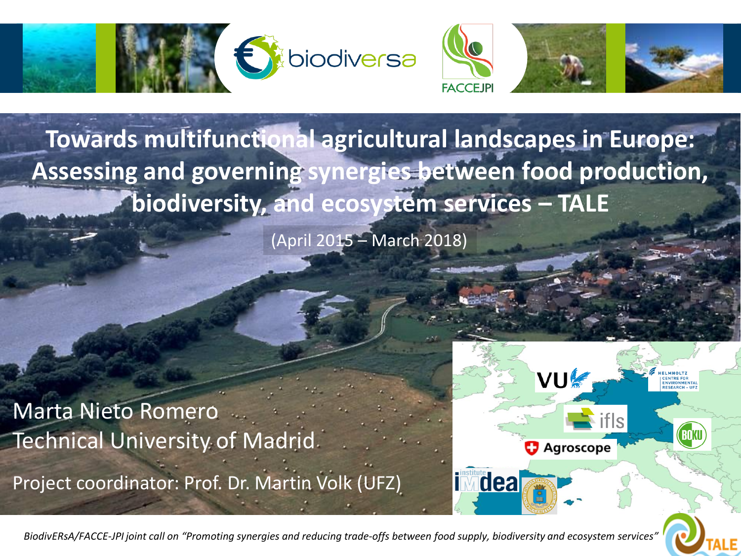# Towards multifunctional agricultural landscapes in Europe: Assessing and governing synergies between food production, biodiversity, and ecosystem services – TALE

(April 2015 – March 2018)

Marta Nieto Romero
Technical University of Madrid

Project coordinator: Prof. Dr. Martin Volk (UFZ)

*BiodivERsA/FACCE-JPI joint call on "Promoting synergies and reducing trade-offs between food supply, biodiversity and ecosystem services"*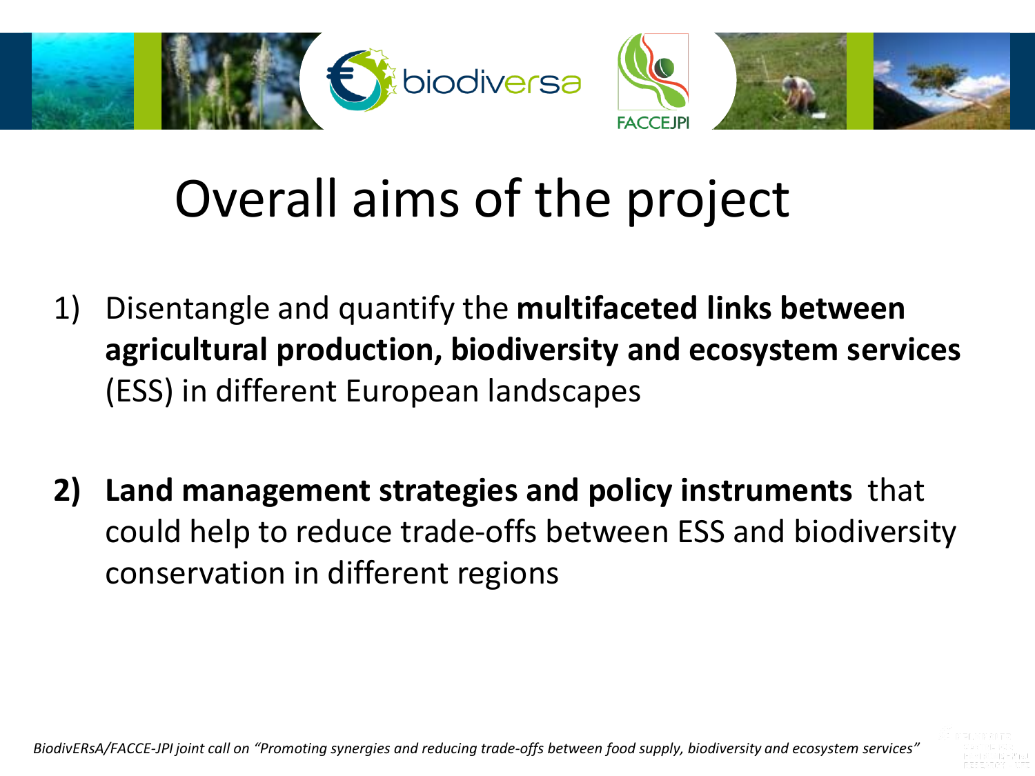# Overall aims of the project

1) Disentangle and quantify the **multifaceted links between agricultural production, biodiversity and ecosystem services** (ESS) in different European landscapes

**2) Land management strategies and policy instruments** that could help to reduce trade-offs between ESS and biodiversity conservation in different regions

*BiodivERsA/FACCE-JPI joint call on "Promoting synergies and reducing trade-offs between food supply, biodiversity and ecosystem services"*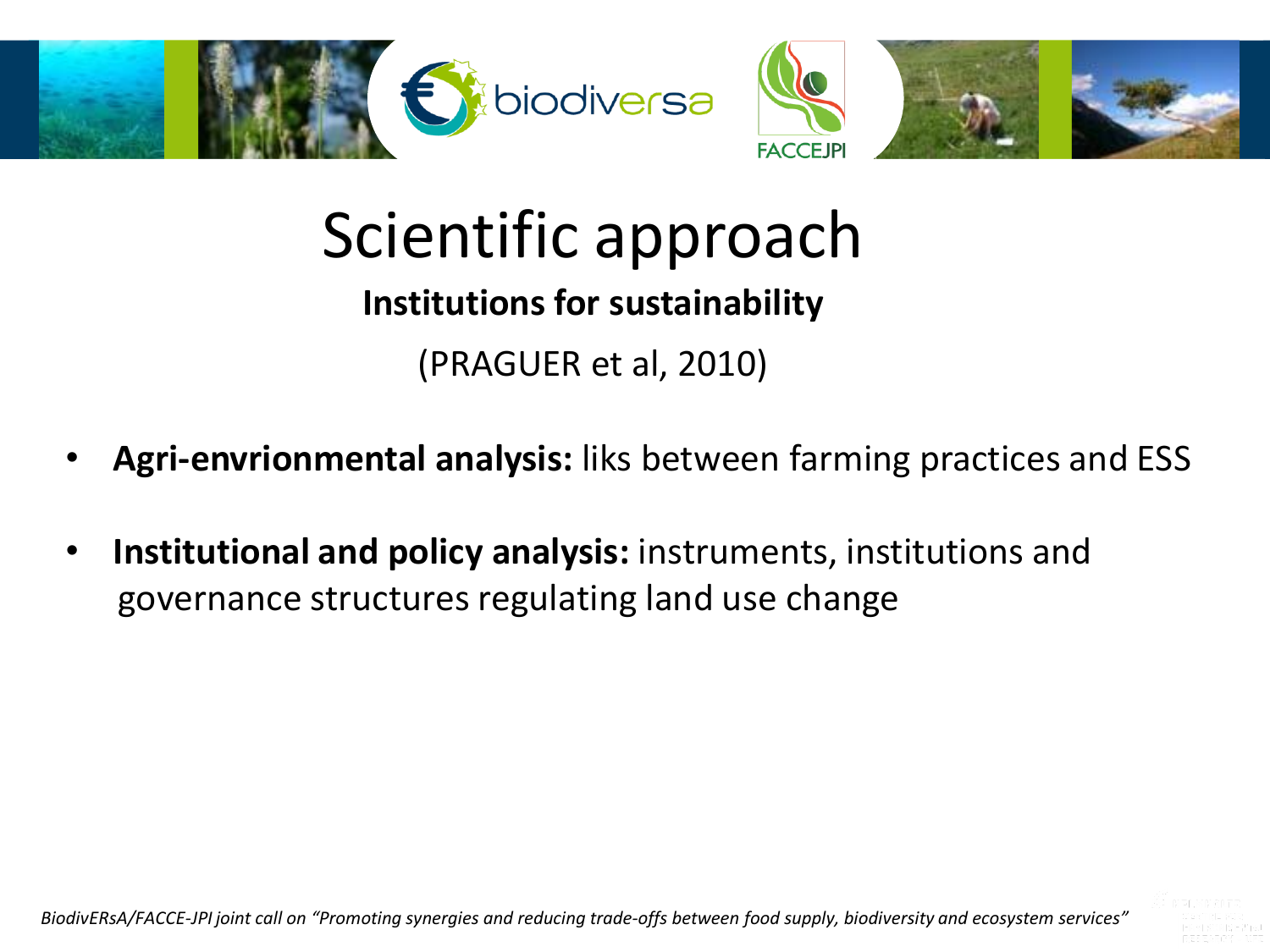# Scientific approach

**Institutions for sustainability**

(PRAGUER et al, 2010)

- **Agri-envrionmental analysis:** liks between farming practices and ESS
- **Institutional and policy analysis:** instruments, institutions and governance structures regulating land use change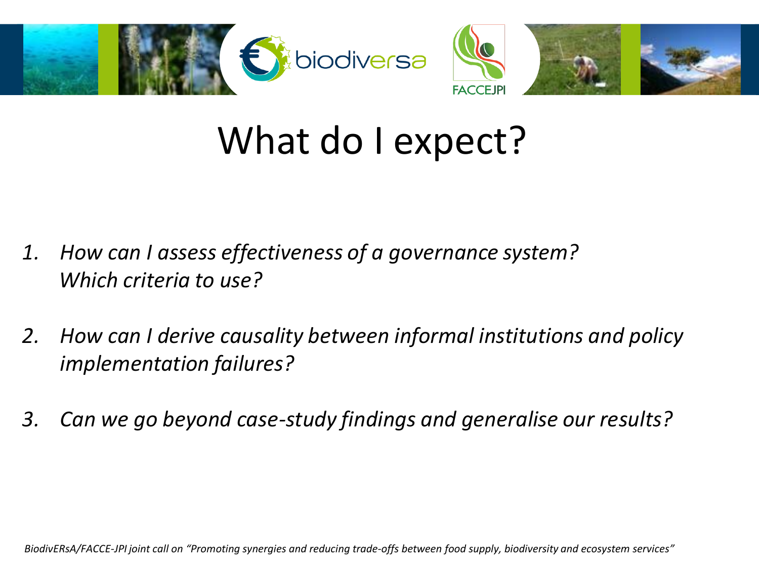# What do I expect?

1. *How can I assess effectiveness of a governance system? Which criteria to use?*

2. *How can I derive causality between informal institutions and policy implementation failures?*

3. *Can we go beyond case-study findings and generalise our results?*

*BiodivERsA/FACCE-JPI joint call on "Promoting synergies and reducing trade-offs between food supply, biodiversity and ecosystem services"*